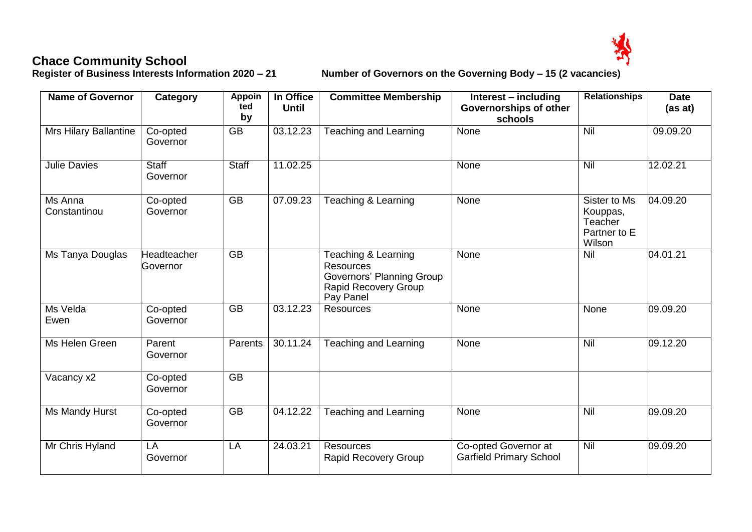# Chace Community School

**Register of Business Interests Information 2020 – 21** **Number of Governors on the Governing Body – 15 (2 vacancies)**

| Name of Governor | Category | Appointed by | In Office Until | Committee Membership | Interest – including Governorships of other schools | Relationships | Date (as at) |
|---|---|---|---|---|---|---|---|
| Mrs Hilary Ballantine | Co-opted Governor | GB | 03.12.23 | Teaching and Learning | None | Nil | 09.09.20 |
| Julie Davies | Staff Governor | Staff | 11.02.25 | | None | Nil | 12.02.21 |
| Ms Anna Constantinou | Co-opted Governor | GB | 07.09.23 | Teaching & Learning | None | Sister to Ms Kouppas, Teacher Partner to E Wilson | 04.09.20 |
| Ms Tanya Douglas | Headteacher Governor | GB | | Teaching & Learning<br>Resources<br>Governors' Planning Group<br>Rapid Recovery Group<br>Pay Panel | None | Nil | 04.01.21 |
| Ms Velda Ewen | Co-opted Governor | GB | 03.12.23 | Resources | None | None | 09.09.20 |
| Ms Helen Green | Parent Governor | Parents | 30.11.24 | Teaching and Learning | None | Nil | 09.12.20 |
| Vacancy x2 | Co-opted Governor | GB | | | | | |
| Ms Mandy Hurst | Co-opted Governor | GB | 04.12.22 | Teaching and Learning | None | Nil | 09.09.20 |
| Mr Chris Hyland | LA Governor | LA | 24.03.21 | Resources<br>Rapid Recovery Group | Co-opted Governor at Garfield Primary School | Nil | 09.09.20 |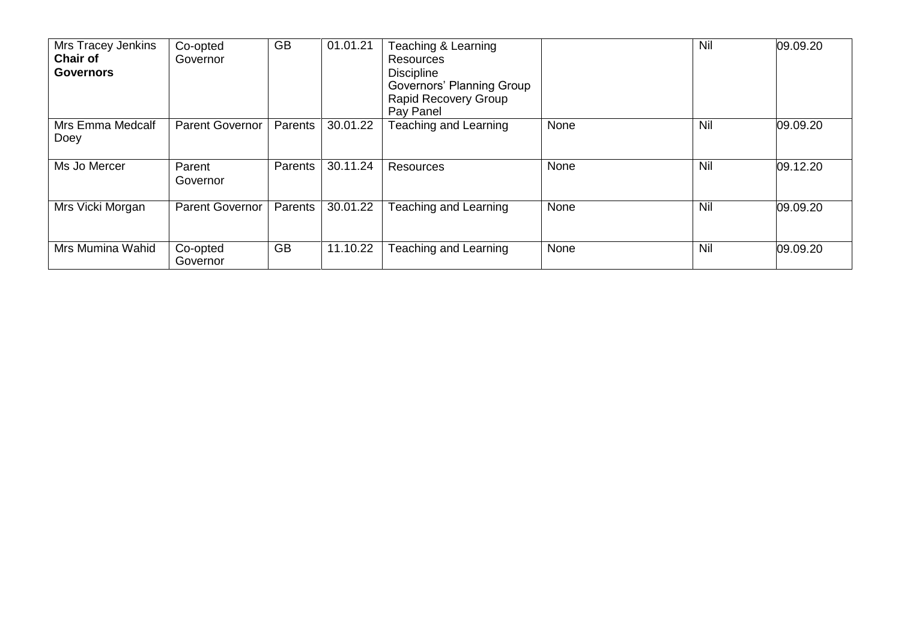| | | | | | | | |
|---|---|---|---|---|---|---|---|
| Mrs Tracey Jenkins **Chair of Governors** | Co-opted Governor | GB | 01.01.21 | Teaching & Learning<br>Resources<br>Discipline<br>Governors' Planning Group<br>Rapid Recovery Group<br>Pay Panel | | Nil | 09.09.20 |
| Mrs Emma Medcalf Doey | Parent Governor | Parents | 30.01.22 | Teaching and Learning | None | Nil | 09.09.20 |
| Ms Jo Mercer | Parent Governor | Parents | 30.11.24 | Resources | None | Nil | 09.12.20 |
| Mrs Vicki Morgan | Parent Governor | Parents | 30.01.22 | Teaching and Learning | None | Nil | 09.09.20 |
| Mrs Mumina Wahid | Co-opted Governor | GB | 11.10.22 | Teaching and Learning | None | Nil | 09.09.20 |